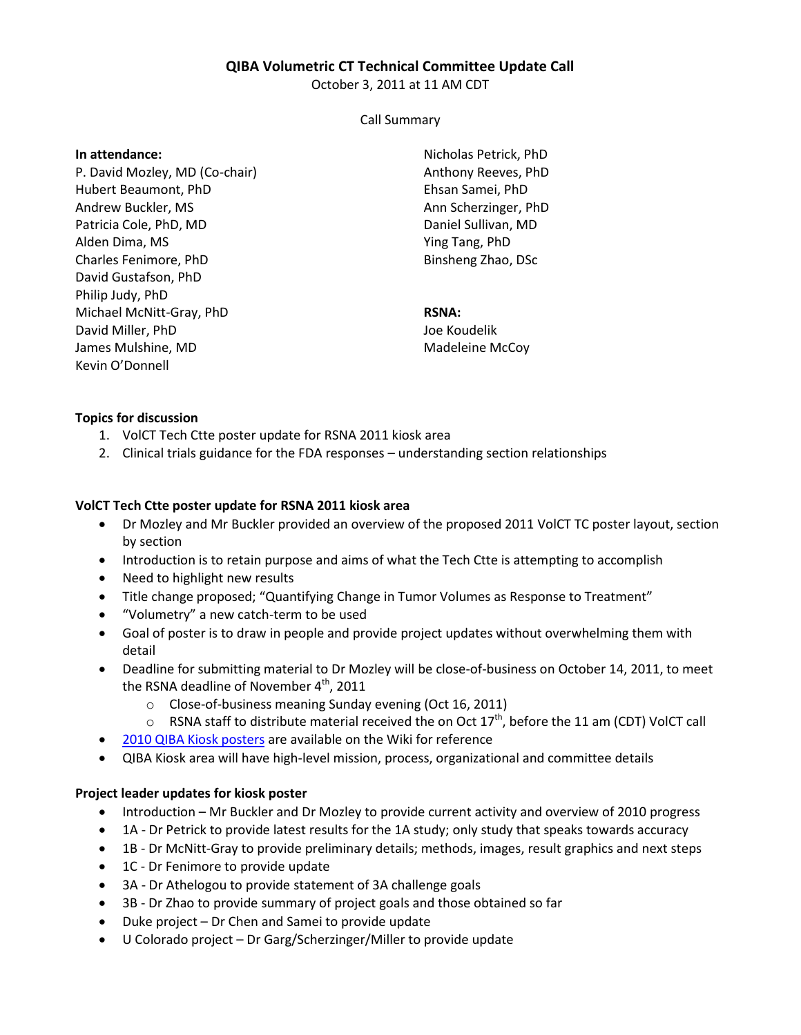# QIBA Volumetric CT Technical Committee Update Call

October 3, 2011 at 11 AM CDT

Call Summary

**In attendance:**

P. David Mozley, MD (Co-chair)
Hubert Beaumont, PhD
Andrew Buckler, MS
Patricia Cole, PhD, MD
Alden Dima, MS
Charles Fenimore, PhD
David Gustafson, PhD
Philip Judy, PhD
Michael McNitt-Gray, PhD
David Miller, PhD
James Mulshine, MD
Kevin O'Donnell
Nicholas Petrick, PhD
Anthony Reeves, PhD
Ehsan Samei, PhD
Ann Scherzinger, PhD
Daniel Sullivan, MD
Ying Tang, PhD
Binsheng Zhao, DSc

**RSNA:**

Joe Koudelik
Madeleine McCoy

**Topics for discussion**

1. VolCT Tech Ctte poster update for RSNA 2011 kiosk area
2. Clinical trials guidance for the FDA responses – understanding section relationships

**VolCT Tech Ctte poster update for RSNA 2011 kiosk area**

- Dr Mozley and Mr Buckler provided an overview of the proposed 2011 VolCT TC poster layout, section by section
- Introduction is to retain purpose and aims of what the Tech Ctte is attempting to accomplish
- Need to highlight new results
- Title change proposed; "Quantifying Change in Tumor Volumes as Response to Treatment"
- "Volumetry" a new catch-term to be used
- Goal of poster is to draw in people and provide project updates without overwhelming them with detail
- Deadline for submitting material to Dr Mozley will be close-of-business on October 14, 2011, to meet the RSNA deadline of November 4th, 2011
  - Close-of-business meaning Sunday evening (Oct 16, 2011)
  - RSNA staff to distribute material received the on Oct 17th, before the 11 am (CDT) VolCT call
- [2010 QIBA Kiosk posters] are available on the Wiki for reference
- QIBA Kiosk area will have high-level mission, process, organizational and committee details

**Project leader updates for kiosk poster**

- Introduction – Mr Buckler and Dr Mozley to provide current activity and overview of 2010 progress
- 1A - Dr Petrick to provide latest results for the 1A study; only study that speaks towards accuracy
- 1B - Dr McNitt-Gray to provide preliminary details; methods, images, result graphics and next steps
- 1C - Dr Fenimore to provide update
- 3A - Dr Athelogou to provide statement of 3A challenge goals
- 3B - Dr Zhao to provide summary of project goals and those obtained so far
- Duke project – Dr Chen and Samei to provide update
- U Colorado project – Dr Garg/Scherzinger/Miller to provide update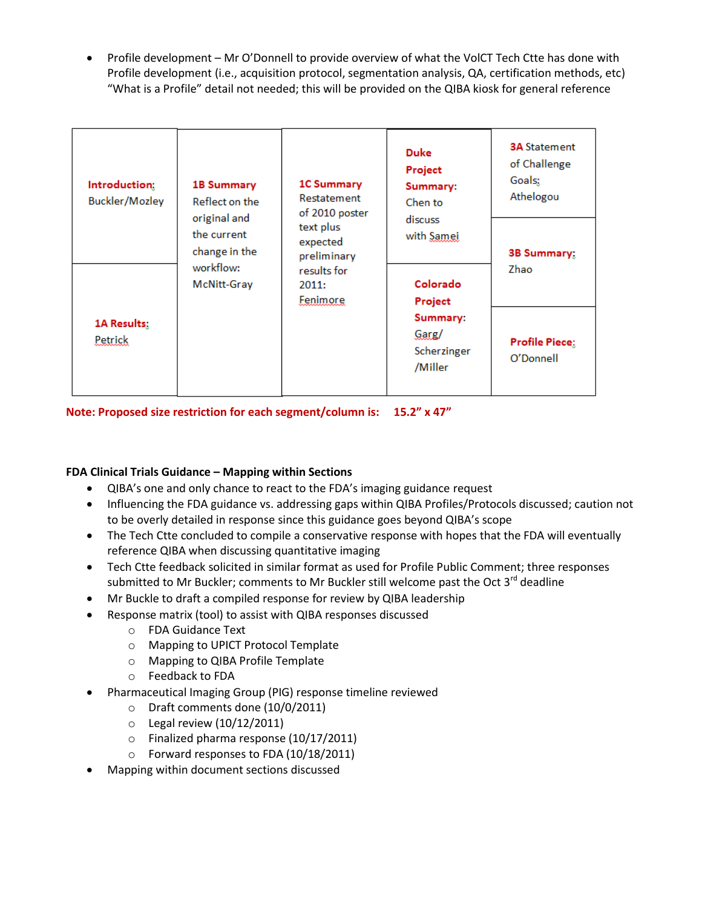- Profile development – Mr O'Donnell to provide overview of what the VolCT Tech Ctte has done with Profile development (i.e., acquisition protocol, segmentation analysis, QA, certification methods, etc) "What is a Profile" detail not needed; this will be provided on the QIBA kiosk for general reference

| | | | | |
|---|---|---|---|---|
| **Introduction:** Buckler/Mozley | **1B Summary** Reflect on the original and the current change in the workflow: McNitt-Gray | **1C Summary** Restatement of 2010 poster text plus expected preliminary results for 2011: Fenimore | **Duke Project Summary:** Chen to discuss with Samei | **3A** Statement of Challenge Goals: Athelogou |
| | | | | **3B Summary:** Zhao |
| **1A Results:** Petrick | | | **Colorado Project Summary:** Garg/ Scherzinger /Miller | **Profile Piece:** O'Donnell |

**Note: Proposed size restriction for each segment/column is: 15.2" x 47"**

**FDA Clinical Trials Guidance – Mapping within Sections**

- QIBA's one and only chance to react to the FDA's imaging guidance request
- Influencing the FDA guidance vs. addressing gaps within QIBA Profiles/Protocols discussed; caution not to be overly detailed in response since this guidance goes beyond QIBA's scope
- The Tech Ctte concluded to compile a conservative response with hopes that the FDA will eventually reference QIBA when discussing quantitative imaging
- Tech Ctte feedback solicited in similar format as used for Profile Public Comment; three responses submitted to Mr Buckler; comments to Mr Buckler still welcome past the Oct 3rd deadline
- Mr Buckle to draft a compiled response for review by QIBA leadership
- Response matrix (tool) to assist with QIBA responses discussed
  - FDA Guidance Text
  - Mapping to UPICT Protocol Template
  - Mapping to QIBA Profile Template
  - Feedback to FDA
- Pharmaceutical Imaging Group (PIG) response timeline reviewed
  - Draft comments done (10/0/2011)
  - Legal review (10/12/2011)
  - Finalized pharma response (10/17/2011)
  - Forward responses to FDA (10/18/2011)
- Mapping within document sections discussed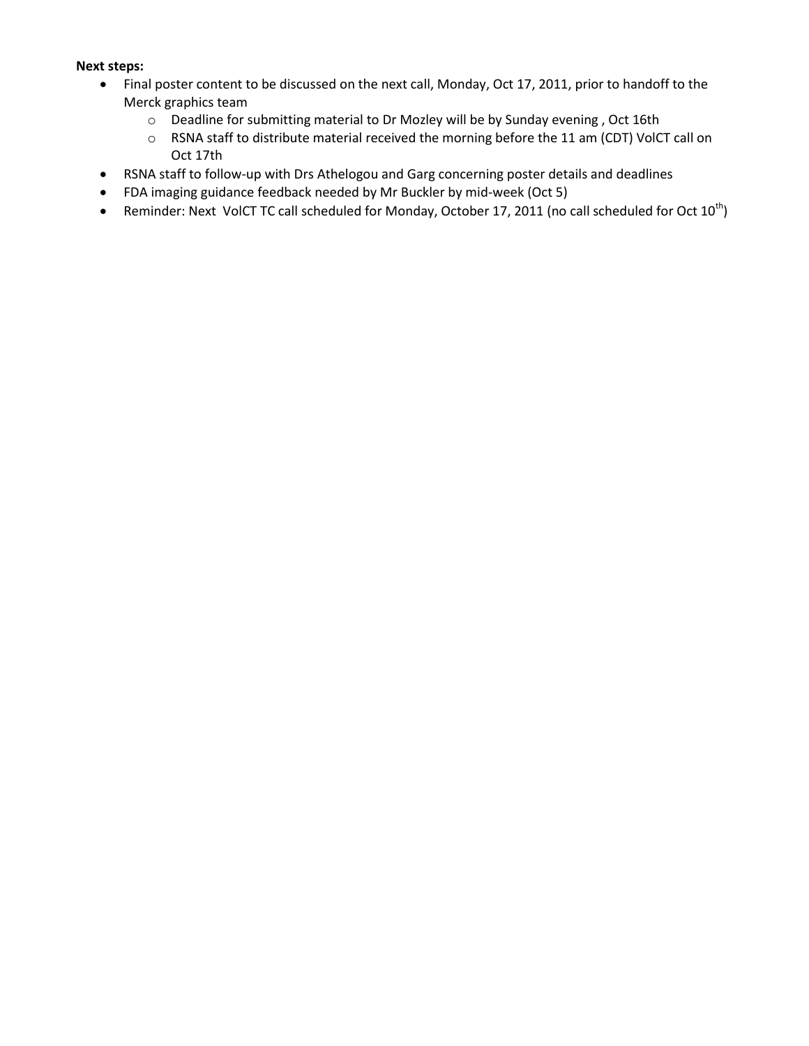**Next steps:**

- Final poster content to be discussed on the next call, Monday, Oct 17, 2011, prior to handoff to the Merck graphics team
  - Deadline for submitting material to Dr Mozley will be by Sunday evening , Oct 16th
  - RSNA staff to distribute material received the morning before the 11 am (CDT) VolCT call on Oct 17th
- RSNA staff to follow-up with Drs Athelogou and Garg concerning poster details and deadlines
- FDA imaging guidance feedback needed by Mr Buckler by mid-week (Oct 5)
- Reminder: Next VolCT TC call scheduled for Monday, October 17, 2011 (no call scheduled for Oct 10th)